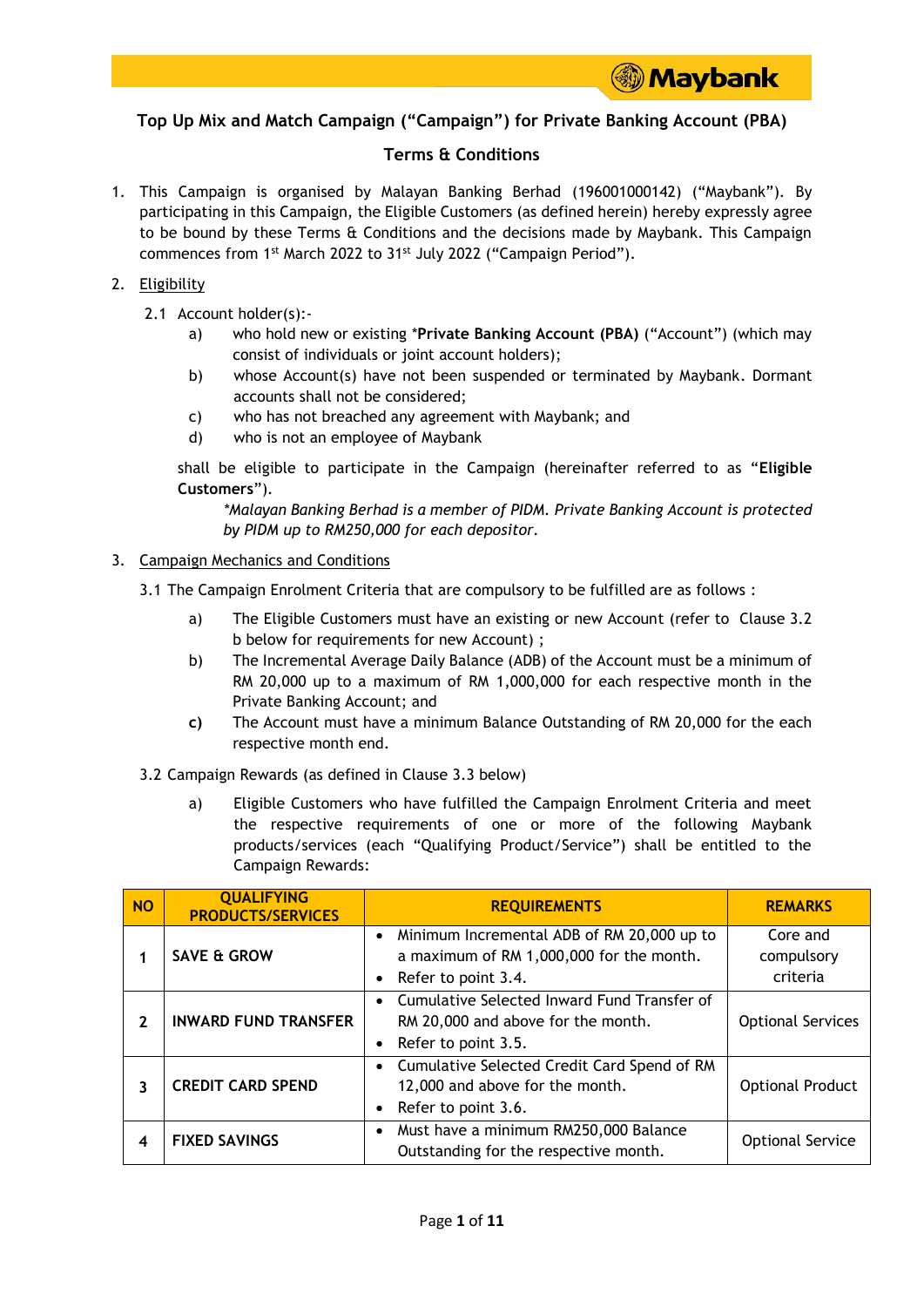## Top Up Mix and Match Campaign ("Campaign") for Private Banking Account (PBA)

## Terms & Conditions

1. This Campaign is organised by Malayan Banking Berhad (196001000142) ("Maybank"). By participating in this Campaign, the Eligible Customers (as defined herein) hereby expressly agree to be bound by these Terms & Conditions and the decisions made by Maybank. This Campaign commences from 1st March 2022 to 31st July 2022 ("Campaign Period").

2. Eligibility

   2.1 Account holder(s):-

   a) who hold new or existing ***Private Banking Account (PBA)** ("Account") (which may consist of individuals or joint account holders);

   b) whose Account(s) have not been suspended or terminated by Maybank. Dormant accounts shall not be considered;

   c) who has not breached any agreement with Maybank; and

   d) who is not an employee of Maybank

   shall be eligible to participate in the Campaign (hereinafter referred to as "**Eligible Customers**").

   *\*Malayan Banking Berhad is a member of PIDM. Private Banking Account is protected by PIDM up to RM250,000 for each depositor.*

3. Campaign Mechanics and Conditions

   3.1 The Campaign Enrolment Criteria that are compulsory to be fulfilled are as follows :

   a) The Eligible Customers must have an existing or new Account (refer to Clause 3.2 b below for requirements for new Account) ;

   b) The Incremental Average Daily Balance (ADB) of the Account must be a minimum of RM 20,000 up to a maximum of RM 1,000,000 for each respective month in the Private Banking Account; and

   **c)** The Account must have a minimum Balance Outstanding of RM 20,000 for the each respective month end.

   3.2 Campaign Rewards (as defined in Clause 3.3 below)

   a) Eligible Customers who have fulfilled the Campaign Enrolment Criteria and meet the respective requirements of one or more of the following Maybank products/services (each "Qualifying Product/Service") shall be entitled to the Campaign Rewards:

| NO | QUALIFYING PRODUCTS/SERVICES | REQUIREMENTS | REMARKS |
|---|---|---|---|
| 1 | SAVE & GROW | • Minimum Incremental ADB of RM 20,000 up to a maximum of RM 1,000,000 for the month.<br>• Refer to point 3.4. | Core and compulsory criteria |
| 2 | INWARD FUND TRANSFER | • Cumulative Selected Inward Fund Transfer of RM 20,000 and above for the month.<br>• Refer to point 3.5. | Optional Services |
| 3 | CREDIT CARD SPEND | • Cumulative Selected Credit Card Spend of RM 12,000 and above for the month.<br>• Refer to point 3.6. | Optional Product |
| 4 | FIXED SAVINGS | • Must have a minimum RM250,000 Balance Outstanding for the respective month. | Optional Service |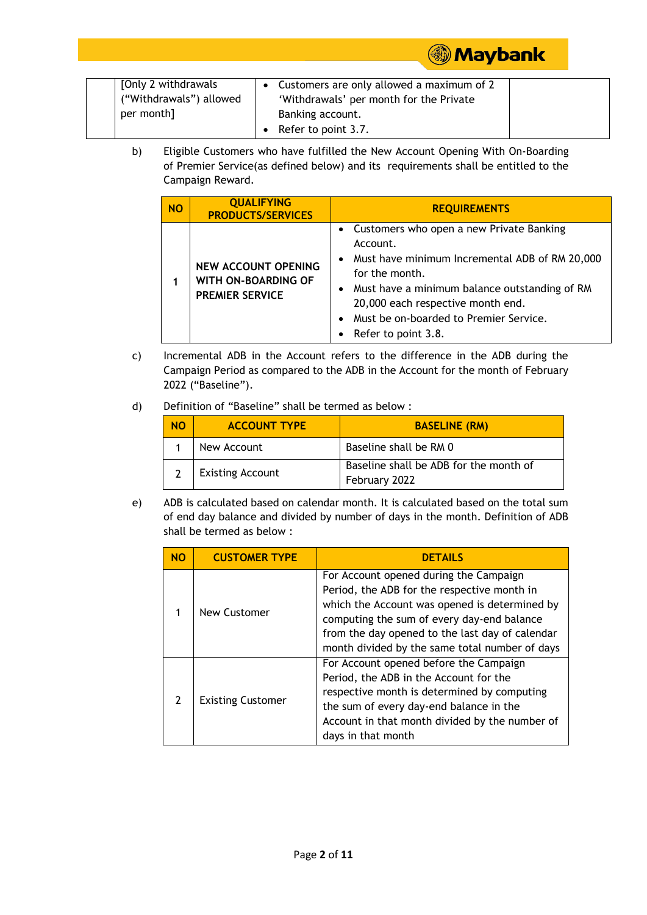| | [Only 2 withdrawals ("Withdrawals") allowed per month] | • Customers are only allowed a maximum of 2 'Withdrawals' per month for the Private Banking account.<br>• Refer to point 3.7. | |
|---|---|---|---|

b) Eligible Customers who have fulfilled the New Account Opening With On-Boarding of Premier Service(as defined below) and its requirements shall be entitled to the Campaign Reward.

| NO | QUALIFYING PRODUCTS/SERVICES | REQUIREMENTS |
|---|---|---|
| 1 | **NEW ACCOUNT OPENING WITH ON-BOARDING OF PREMIER SERVICE** | • Customers who open a new Private Banking Account.<br>• Must have minimum Incremental ADB of RM 20,000 for the month.<br>• Must have a minimum balance outstanding of RM 20,000 each respective month end.<br>• Must be on-boarded to Premier Service.<br>• Refer to point 3.8. |

c) Incremental ADB in the Account refers to the difference in the ADB during the Campaign Period as compared to the ADB in the Account for the month of February 2022 ("Baseline").

d) Definition of "Baseline" shall be termed as below :

| NO | ACCOUNT TYPE | BASELINE (RM) |
|---|---|---|
| 1 | New Account | Baseline shall be RM 0 |
| 2 | Existing Account | Baseline shall be ADB for the month of February 2022 |

e) ADB is calculated based on calendar month. It is calculated based on the total sum of end day balance and divided by number of days in the month. Definition of ADB shall be termed as below :

| NO | CUSTOMER TYPE | DETAILS |
|---|---|---|
| 1 | New Customer | For Account opened during the Campaign Period, the ADB for the respective month in which the Account was opened is determined by computing the sum of every day-end balance from the day opened to the last day of calendar month divided by the same total number of days |
| 2 | Existing Customer | For Account opened before the Campaign Period, the ADB in the Account for the respective month is determined by computing the sum of every day-end balance in the Account in that month divided by the number of days in that month |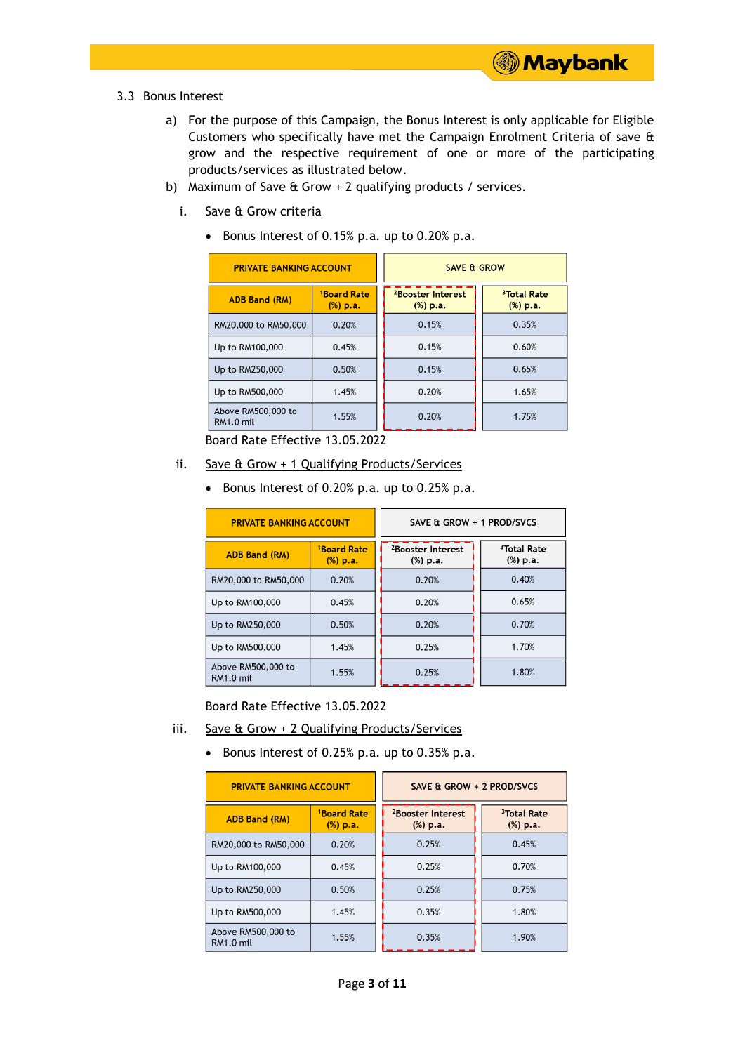### 3.3 Bonus Interest

a) For the purpose of this Campaign, the Bonus Interest is only applicable for Eligible Customers who specifically have met the Campaign Enrolment Criteria of save & grow and the respective requirement of one or more of the participating products/services as illustrated below.

b) Maximum of Save & Grow + 2 qualifying products / services.

i. Save & Grow criteria

- Bonus Interest of 0.15% p.a. up to 0.20% p.a.

| PRIVATE BANKING ACCOUNT | | SAVE & GROW | |
|---|---|---|---|
| ADB Band (RM) | [1]Board Rate (%) p.a. | [2]Booster Interest (%) p.a. | [3]Total Rate (%) p.a. |
| RM20,000 to RM50,000 | 0.20% | 0.15% | 0.35% |
| Up to RM100,000 | 0.45% | 0.15% | 0.60% |
| Up to RM250,000 | 0.50% | 0.15% | 0.65% |
| Up to RM500,000 | 1.45% | 0.20% | 1.65% |
| Above RM500,000 to RM1.0 mil | 1.55% | 0.20% | 1.75% |

Board Rate Effective 13.05.2022

ii. Save & Grow + 1 Qualifying Products/Services

- Bonus Interest of 0.20% p.a. up to 0.25% p.a.

| PRIVATE BANKING ACCOUNT | | SAVE & GROW + 1 PROD/SVCS | |
|---|---|---|---|
| ADB Band (RM) | [1]Board Rate (%) p.a. | [2]Booster Interest (%) p.a. | [3]Total Rate (%) p.a. |
| RM20,000 to RM50,000 | 0.20% | 0.20% | 0.40% |
| Up to RM100,000 | 0.45% | 0.20% | 0.65% |
| Up to RM250,000 | 0.50% | 0.20% | 0.70% |
| Up to RM500,000 | 1.45% | 0.25% | 1.70% |
| Above RM500,000 to RM1.0 mil | 1.55% | 0.25% | 1.80% |

Board Rate Effective 13.05.2022

iii. Save & Grow + 2 Qualifying Products/Services

- Bonus Interest of 0.25% p.a. up to 0.35% p.a.

| PRIVATE BANKING ACCOUNT | | SAVE & GROW + 2 PROD/SVCS | |
|---|---|---|---|
| ADB Band (RM) | [1]Board Rate (%) p.a. | [2]Booster Interest (%) p.a. | [3]Total Rate (%) p.a. |
| RM20,000 to RM50,000 | 0.20% | 0.25% | 0.45% |
| Up to RM100,000 | 0.45% | 0.25% | 0.70% |
| Up to RM250,000 | 0.50% | 0.25% | 0.75% |
| Up to RM500,000 | 1.45% | 0.35% | 1.80% |
| Above RM500,000 to RM1.0 mil | 1.55% | 0.35% | 1.90% |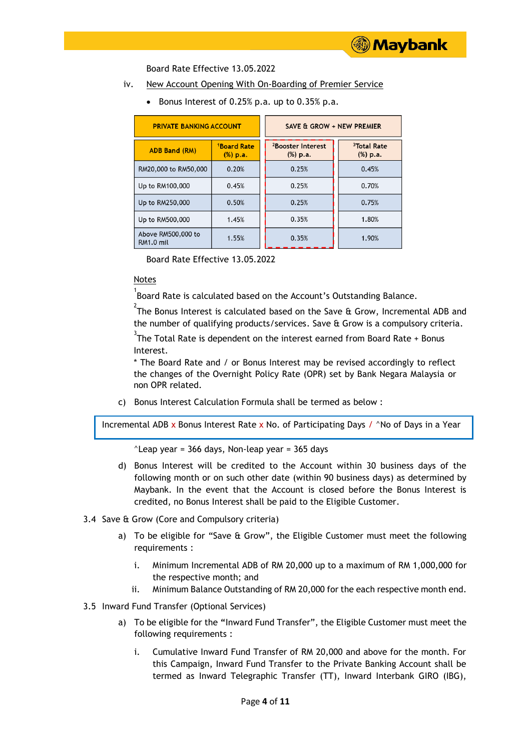Board Rate Effective 13.05.2022

iv. New Account Opening With On-Boarding of Premier Service

- Bonus Interest of 0.25% p.a. up to 0.35% p.a.

| PRIVATE BANKING ACCOUNT | | SAVE & GROW + NEW PREMIER | |
|---|---|---|---|
| ADB Band (RM) | [1]Board Rate (%) p.a. | [2]Booster Interest (%) p.a. | [3]Total Rate (%) p.a. |
| RM20,000 to RM50,000 | 0.20% | 0.25% | 0.45% |
| Up to RM100,000 | 0.45% | 0.25% | 0.70% |
| Up to RM250,000 | 0.50% | 0.25% | 0.75% |
| Up to RM500,000 | 1.45% | 0.35% | 1.80% |
| Above RM500,000 to RM1.0 mil | 1.55% | 0.35% | 1.90% |

Board Rate Effective 13.05.2022

Notes

[1]Board Rate is calculated based on the Account's Outstanding Balance.

[2]The Bonus Interest is calculated based on the Save & Grow, Incremental ADB and the number of qualifying products/services. Save & Grow is a compulsory criteria.

[3]The Total Rate is dependent on the interest earned from Board Rate + Bonus Interest.

* The Board Rate and / or Bonus Interest may be revised accordingly to reflect the changes of the Overnight Policy Rate (OPR) set by Bank Negara Malaysia or non OPR related.

c) Bonus Interest Calculation Formula shall be termed as below :

Incremental ADB x Bonus Interest Rate x No. of Participating Days / ^No of Days in a Year

^Leap year = 366 days, Non-leap year = 365 days

d) Bonus Interest will be credited to the Account within 30 business days of the following month or on such other date (within 90 business days) as determined by Maybank. In the event that the Account is closed before the Bonus Interest is credited, no Bonus Interest shall be paid to the Eligible Customer.

3.4 Save & Grow (Core and Compulsory criteria)

a) To be eligible for "Save & Grow", the Eligible Customer must meet the following requirements :

i. Minimum Incremental ADB of RM 20,000 up to a maximum of RM 1,000,000 for the respective month; and

ii. Minimum Balance Outstanding of RM 20,000 for the each respective month end.

3.5 Inward Fund Transfer (Optional Services)

a) To be eligible for the "Inward Fund Transfer", the Eligible Customer must meet the following requirements :

i. Cumulative Inward Fund Transfer of RM 20,000 and above for the month. For this Campaign, Inward Fund Transfer to the Private Banking Account shall be termed as Inward Telegraphic Transfer (TT), Inward Interbank GIRO (IBG),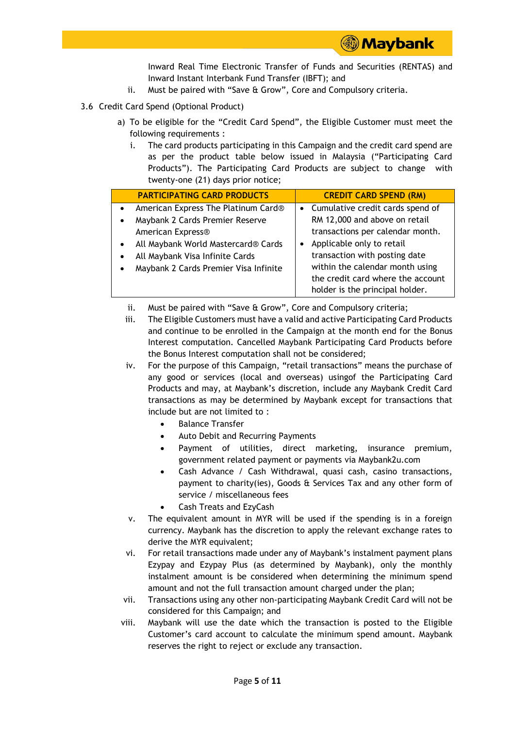Inward Real Time Electronic Transfer of Funds and Securities (RENTAS) and Inward Instant Interbank Fund Transfer (IBFT); and

ii. Must be paired with "Save & Grow", Core and Compulsory criteria.

3.6 Credit Card Spend (Optional Product)

a) To be eligible for the "Credit Card Spend", the Eligible Customer must meet the following requirements :

i. The card products participating in this Campaign and the credit card spend are as per the product table below issued in Malaysia ("Participating Card Products"). The Participating Card Products are subject to change with twenty-one (21) days prior notice;

| PARTICIPATING CARD PRODUCTS | CREDIT CARD SPEND (RM) |
|---|---|
| • American Express The Platinum Card®<br>• Maybank 2 Cards Premier Reserve American Express®<br>• All Maybank World Mastercard® Cards<br>• All Maybank Visa Infinite Cards<br>• Maybank 2 Cards Premier Visa Infinite | • Cumulative credit cards spend of RM 12,000 and above on retail transactions per calendar month.<br>• Applicable only to retail transaction with posting date within the calendar month using the credit card where the account holder is the principal holder. |

ii. Must be paired with "Save & Grow", Core and Compulsory criteria;

iii. The Eligible Customers must have a valid and active Participating Card Products and continue to be enrolled in the Campaign at the month end for the Bonus Interest computation. Cancelled Maybank Participating Card Products before the Bonus Interest computation shall not be considered;

iv. For the purpose of this Campaign, "retail transactions" means the purchase of any good or services (local and overseas) usingof the Participating Card Products and may, at Maybank's discretion, include any Maybank Credit Card transactions as may be determined by Maybank except for transactions that include but are not limited to :

- Balance Transfer
- Auto Debit and Recurring Payments
- Payment of utilities, direct marketing, insurance premium, government related payment or payments via Maybank2u.com
- Cash Advance / Cash Withdrawal, quasi cash, casino transactions, payment to charity(ies), Goods & Services Tax and any other form of service / miscellaneous fees
- Cash Treats and EzyCash

v. The equivalent amount in MYR will be used if the spending is in a foreign currency. Maybank has the discretion to apply the relevant exchange rates to derive the MYR equivalent;

vi. For retail transactions made under any of Maybank's instalment payment plans Ezypay and Ezypay Plus (as determined by Maybank), only the monthly instalment amount is be considered when determining the minimum spend amount and not the full transaction amount charged under the plan;

vii. Transactions using any other non-participating Maybank Credit Card will not be considered for this Campaign; and

viii. Maybank will use the date which the transaction is posted to the Eligible Customer's card account to calculate the minimum spend amount. Maybank reserves the right to reject or exclude any transaction.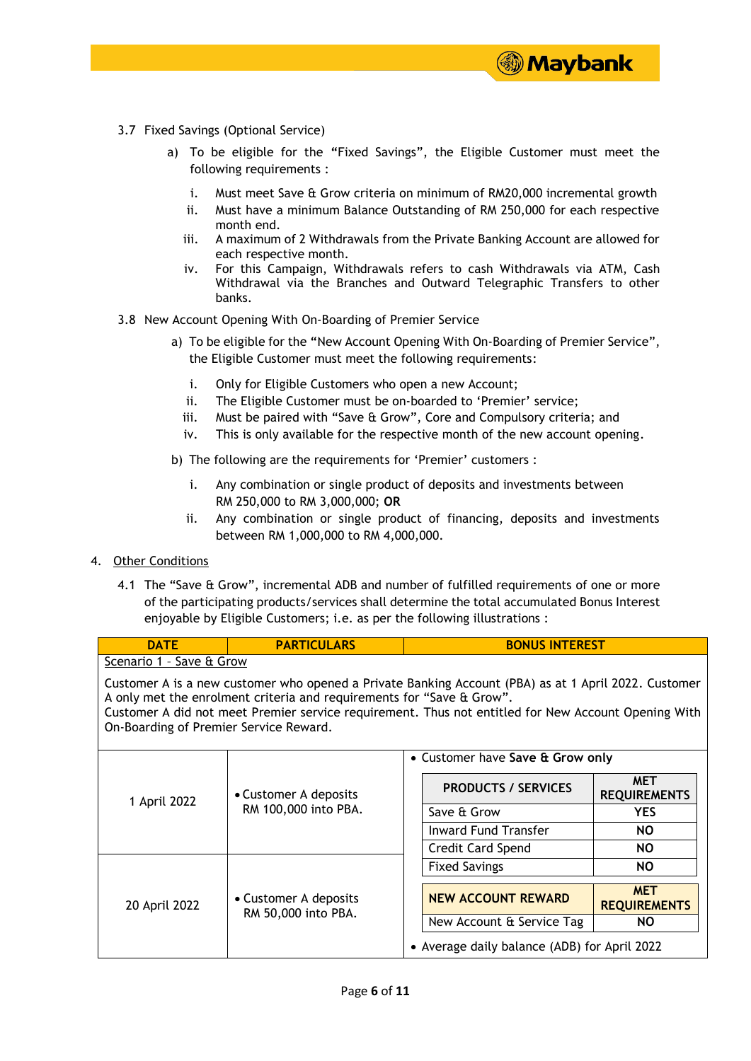3.7 Fixed Savings (Optional Service)

a) To be eligible for the "Fixed Savings", the Eligible Customer must meet the following requirements :

i. Must meet Save & Grow criteria on minimum of RM20,000 incremental growth
ii. Must have a minimum Balance Outstanding of RM 250,000 for each respective month end.
iii. A maximum of 2 Withdrawals from the Private Banking Account are allowed for each respective month.
iv. For this Campaign, Withdrawals refers to cash Withdrawals via ATM, Cash Withdrawal via the Branches and Outward Telegraphic Transfers to other banks.

3.8 New Account Opening With On-Boarding of Premier Service

a) To be eligible for the "New Account Opening With On-Boarding of Premier Service", the Eligible Customer must meet the following requirements:

i. Only for Eligible Customers who open a new Account;
ii. The Eligible Customer must be on-boarded to 'Premier' service;
iii. Must be paired with "Save & Grow", Core and Compulsory criteria; and
iv. This is only available for the respective month of the new account opening.

b) The following are the requirements for 'Premier' customers :

i. Any combination or single product of deposits and investments between RM 250,000 to RM 3,000,000; **OR**
ii. Any combination or single product of financing, deposits and investments between RM 1,000,000 to RM 4,000,000.

4. Other Conditions

4.1 The "Save & Grow", incremental ADB and number of fulfilled requirements of one or more of the participating products/services shall determine the total accumulated Bonus Interest enjoyable by Eligible Customers; i.e. as per the following illustrations :

| DATE | PARTICULARS | BONUS INTEREST |
|---|---|---|
| Scenario 1 – Save & Grow<br><br>Customer A is a new customer who opened a Private Banking Account (PBA) as at 1 April 2022. Customer A only met the enrolment criteria and requirements for "Save & Grow".<br>Customer A did not meet Premier service requirement. Thus not entitled for New Account Opening With On-Boarding of Premier Service Reward. | | |
| 1 April 2022 | • Customer A deposits RM 100,000 into PBA. | • Customer have **Save & Grow only**<br><br>**PRODUCTS / SERVICES** — **MET REQUIREMENTS**<br>Save & Grow — **YES**<br>Inward Fund Transfer — **NO**<br>Credit Card Spend — **NO**<br>Fixed Savings — **NO**<br><br>**NEW ACCOUNT REWARD** — **MET REQUIREMENTS**<br>New Account & Service Tag — **NO**<br><br>• Average daily balance (ADB) for April 2022 |
| 20 April 2022 | • Customer A deposits RM 50,000 into PBA. | |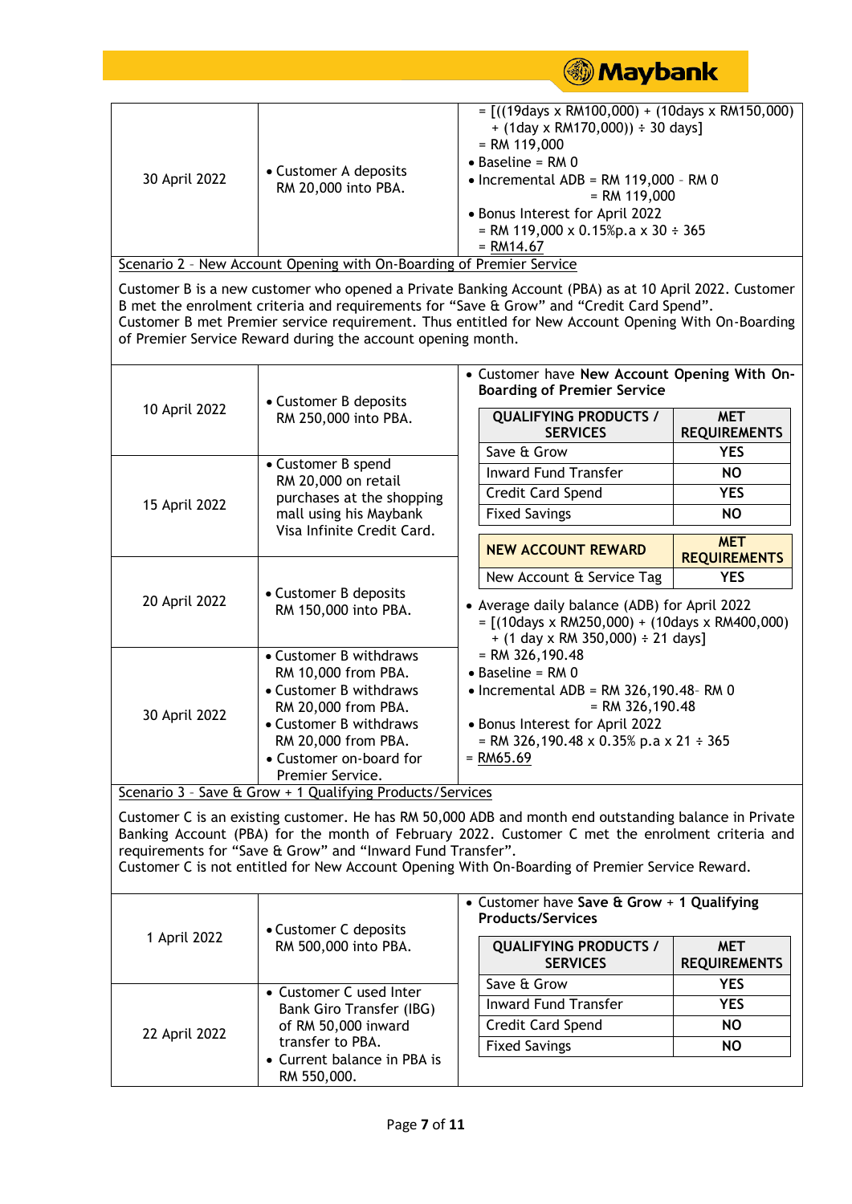| 30 April 2022 | • Customer A deposits RM 20,000 into PBA. | = [((19days x RM100,000) + (10days x RM150,000) + (1day x RM170,000)) ÷ 30 days]<br>= RM 119,000<br>• Baseline = RM 0<br>• Incremental ADB = RM 119,000 – RM 0<br>= RM 119,000<br>• Bonus Interest for April 2022<br>= RM 119,000 x 0.15%p.a x 30 ÷ 365<br>= RM14.67 |
|---|---|---|

Scenario 2 – New Account Opening with On-Boarding of Premier Service

Customer B is a new customer who opened a Private Banking Account (PBA) as at 10 April 2022. Customer B met the enrolment criteria and requirements for "Save & Grow" and "Credit Card Spend". Customer B met Premier service requirement. Thus entitled for New Account Opening With On-Boarding of Premier Service Reward during the account opening month.

| Date | Transaction | Details |
|---|---|---|
| 10 April 2022 | • Customer B deposits RM 250,000 into PBA. | • Customer have **New Account Opening With On-Boarding of Premier Service** |
| 15 April 2022 | • Customer B spend RM 20,000 on retail purchases at the shopping mall using his Maybank Visa Infinite Credit Card. | |
| 20 April 2022 | • Customer B deposits RM 150,000 into PBA. | |
| 30 April 2022 | • Customer B withdraws RM 10,000 from PBA.<br>• Customer B withdraws RM 20,000 from PBA.<br>• Customer B withdraws RM 20,000 from PBA.<br>• Customer on-board for Premier Service. | |

| QUALIFYING PRODUCTS / SERVICES | MET REQUIREMENTS |
|---|---|
| Save & Grow | YES |
| Inward Fund Transfer | NO |
| Credit Card Spend | YES |
| Fixed Savings | NO |

| NEW ACCOUNT REWARD | MET REQUIREMENTS |
|---|---|
| New Account & Service Tag | YES |

- Average daily balance (ADB) for April 2022
  = [(10days x RM250,000) + (10days x RM400,000) + (1 day x RM 350,000) ÷ 21 days]
  = RM 326,190.48
- Baseline = RM 0
- Incremental ADB = RM 326,190.48– RM 0
  = RM 326,190.48
- Bonus Interest for April 2022
  = RM 326,190.48 x 0.35% p.a x 21 ÷ 365
  = RM65.69

Scenario 3 – Save & Grow + 1 Qualifying Products/Services

Customer C is an existing customer. He has RM 50,000 ADB and month end outstanding balance in Private Banking Account (PBA) for the month of February 2022. Customer C met the enrolment criteria and requirements for "Save & Grow" and "Inward Fund Transfer".
Customer C is not entitled for New Account Opening With On-Boarding of Premier Service Reward.

| Date | Transaction | Details |
|---|---|---|
| 1 April 2022 | • Customer C deposits RM 500,000 into PBA. | • Customer have **Save & Grow + 1 Qualifying Products/Services** |
| 22 April 2022 | • Customer C used Inter Bank Giro Transfer (IBG) of RM 50,000 inward transfer to PBA.<br>• Current balance in PBA is RM 550,000. | |

| QUALIFYING PRODUCTS / SERVICES | MET REQUIREMENTS |
|---|---|
| Save & Grow | YES |
| Inward Fund Transfer | YES |
| Credit Card Spend | NO |
| Fixed Savings | NO |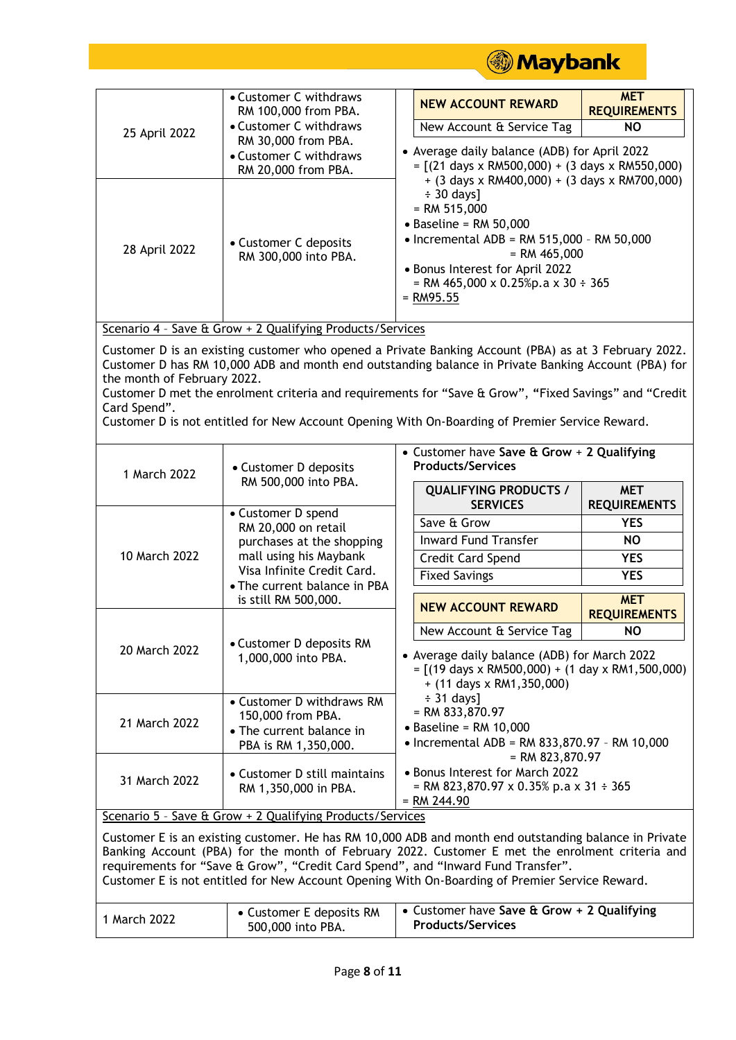| | | |
|---|---|---|
| 25 April 2022 | • Customer C withdraws RM 100,000 from PBA.<br>• Customer C withdraws RM 30,000 from PBA.<br>• Customer C withdraws RM 20,000 from PBA. | **NEW ACCOUNT REWARD** / **MET REQUIREMENTS**: New Account & Service Tag — **NO**<br>• Average daily balance (ADB) for April 2022 = [(21 days x RM500,000) + (3 days x RM550,000) + (3 days x RM400,000) + (3 days x RM700,000) ÷ 30 days] = RM 515,000<br>• Baseline = RM 50,000<br>• Incremental ADB = RM 515,000 – RM 50,000 = RM 465,000<br>• Bonus Interest for April 2022 = RM 465,000 x 0.25%p.a x 30 ÷ 365 = RM95.55 |
| 28 April 2022 | • Customer C deposits RM 300,000 into PBA. | |

Scenario 4 – Save & Grow + 2 Qualifying Products/Services

Customer D is an existing customer who opened a Private Banking Account (PBA) as at 3 February 2022. Customer D has RM 10,000 ADB and month end outstanding balance in Private Banking Account (PBA) for the month of February 2022.
Customer D met the enrolment criteria and requirements for "Save & Grow", "Fixed Savings" and "Credit Card Spend".
Customer D is not entitled for New Account Opening With On-Boarding of Premier Service Reward.

| | | |
|---|---|---|
| 1 March 2022 | • Customer D deposits RM 500,000 into PBA. | • Customer have **Save & Grow** + **2 Qualifying Products/Services**<br><br>**QUALIFYING PRODUCTS / SERVICES** / **MET REQUIREMENTS**:<br>Save & Grow — **YES**<br>Inward Fund Transfer — **NO**<br>Credit Card Spend — **YES**<br>Fixed Savings — **YES**<br><br>**NEW ACCOUNT REWARD** / **MET REQUIREMENTS**:<br>New Account & Service Tag — **NO**<br><br>• Average daily balance (ADB) for March 2022 = [(19 days x RM500,000) + (1 day x RM1,500,000) + (11 days x RM1,350,000) ÷ 31 days] = RM 833,870.97<br>• Baseline = RM 10,000<br>• Incremental ADB = RM 833,870.97 – RM 10,000 = RM 823,870.97<br>• Bonus Interest for March 2022 = RM 823,870.97 x 0.35% p.a x 31 ÷ 365 = RM 244.90 |
| 10 March 2022 | • Customer D spend RM 20,000 on retail purchases at the shopping mall using his Maybank Visa Infinite Credit Card.<br>• The current balance in PBA is still RM 500,000. | |
| 20 March 2022 | • Customer D deposits RM 1,000,000 into PBA. | |
| 21 March 2022 | • Customer D withdraws RM 150,000 from PBA.<br>• The current balance in PBA is RM 1,350,000. | |
| 31 March 2022 | • Customer D still maintains RM 1,350,000 in PBA. | |

Scenario 5 – Save & Grow + 2 Qualifying Products/Services

Customer E is an existing customer. He has RM 10,000 ADB and month end outstanding balance in Private Banking Account (PBA) for the month of February 2022. Customer E met the enrolment criteria and requirements for "Save & Grow", "Credit Card Spend", and "Inward Fund Transfer".
Customer E is not entitled for New Account Opening With On-Boarding of Premier Service Reward.

| | | |
|---|---|---|
| 1 March 2022 | • Customer E deposits RM 500,000 into PBA. | • Customer have **Save & Grow** + **2 Qualifying Products/Services** |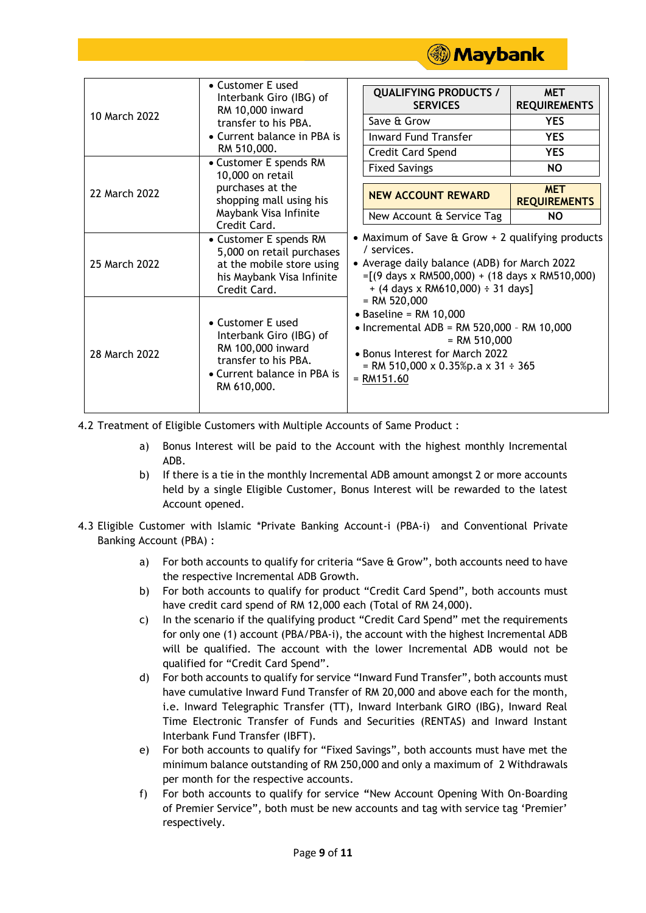| | | |
|---|---|---|
| 10 March 2022 | • Customer E used Interbank Giro (IBG) of RM 10,000 inward transfer to his PBA.<br>• Current balance in PBA is RM 510,000. | **QUALIFYING PRODUCTS / SERVICES** / **MET REQUIREMENTS**<br>Save & Grow: YES<br>Inward Fund Transfer: YES<br>Credit Card Spend: YES<br>Fixed Savings: NO<br><br>**NEW ACCOUNT REWARD** / **MET REQUIREMENTS**<br>New Account & Service Tag: NO |
| 22 March 2022 | • Customer E spends RM 10,000 on retail purchases at the shopping mall using his Maybank Visa Infinite Credit Card. | |
| 25 March 2022 | • Customer E spends RM 5,000 on retail purchases at the mobile store using his Maybank Visa Infinite Credit Card. | • Maximum of Save & Grow + 2 qualifying products / services.<br>• Average daily balance (ADB) for March 2022 =[(9 days x RM500,000) + (18 days x RM510,000) + (4 days x RM610,000) ÷ 31 days] = RM 520,000<br>• Baseline = RM 10,000<br>• Incremental ADB = RM 520,000 - RM 10,000 = RM 510,000<br>• Bonus Interest for March 2022 = RM 510,000 x 0.35%p.a x 31 ÷ 365 = RM151.60 |
| 28 March 2022 | • Customer E used Interbank Giro (IBG) of RM 100,000 inward transfer to his PBA.<br>• Current balance in PBA is RM 610,000. | |

4.2 Treatment of Eligible Customers with Multiple Accounts of Same Product :

a) Bonus Interest will be paid to the Account with the highest monthly Incremental ADB.

b) If there is a tie in the monthly Incremental ADB amount amongst 2 or more accounts held by a single Eligible Customer, Bonus Interest will be rewarded to the latest Account opened.

4.3 Eligible Customer with Islamic *Private Banking Account-i (PBA-i) and Conventional Private Banking Account (PBA) :

a) For both accounts to qualify for criteria "Save & Grow", both accounts need to have the respective Incremental ADB Growth.

b) For both accounts to qualify for product "Credit Card Spend", both accounts must have credit card spend of RM 12,000 each (Total of RM 24,000).

c) In the scenario if the qualifying product "Credit Card Spend" met the requirements for only one (1) account (PBA/PBA-i), the account with the highest Incremental ADB will be qualified. The account with the lower Incremental ADB would not be qualified for "Credit Card Spend".

d) For both accounts to qualify for service "Inward Fund Transfer", both accounts must have cumulative Inward Fund Transfer of RM 20,000 and above each for the month, i.e. Inward Telegraphic Transfer (TT), Inward Interbank GIRO (IBG), Inward Real Time Electronic Transfer of Funds and Securities (RENTAS) and Inward Instant Interbank Fund Transfer (IBFT).

e) For both accounts to qualify for "Fixed Savings", both accounts must have met the minimum balance outstanding of RM 250,000 and only a maximum of 2 Withdrawals per month for the respective accounts.

f) For both accounts to qualify for service "New Account Opening With On-Boarding of Premier Service", both must be new accounts and tag with service tag 'Premier' respectively.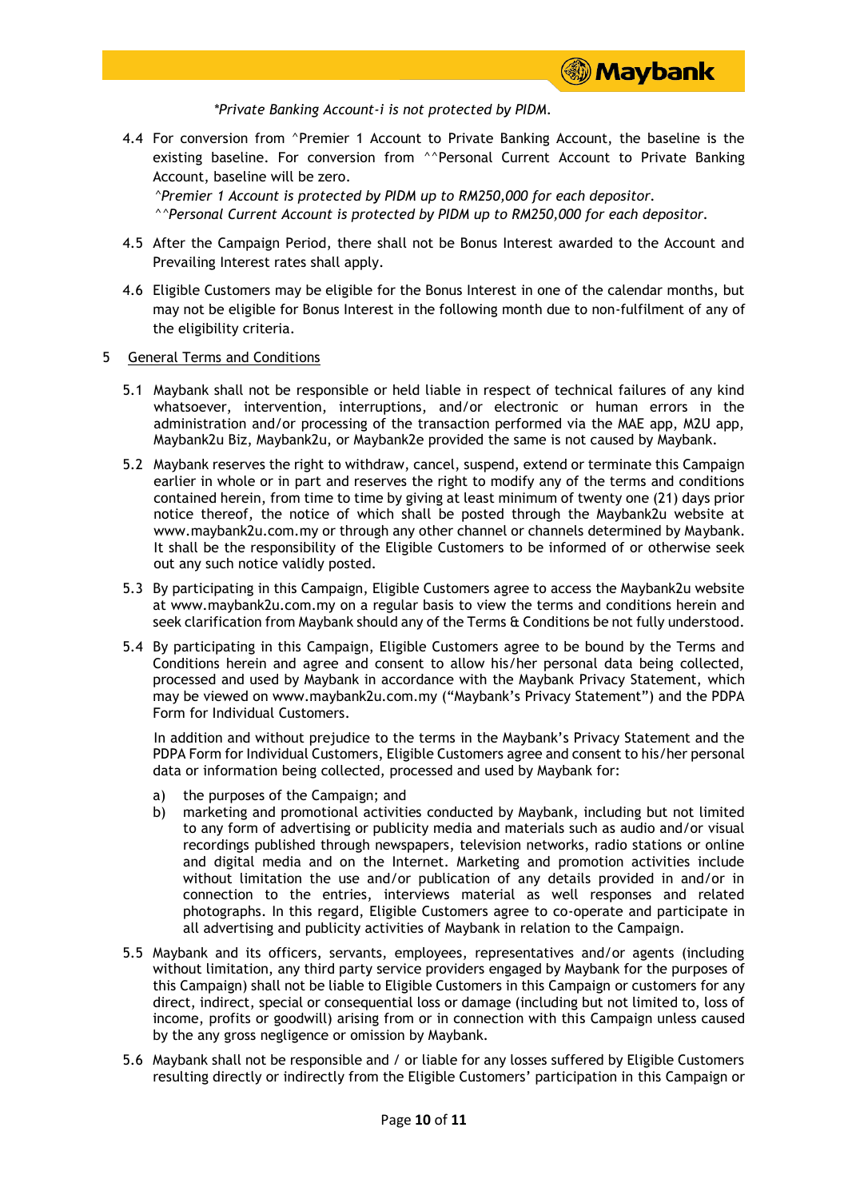*\*Private Banking Account-i is not protected by PIDM.*

4.4 For conversion from ^Premier 1 Account to Private Banking Account, the baseline is the existing baseline. For conversion from ^^Personal Current Account to Private Banking Account, baseline will be zero.
*^Premier 1 Account is protected by PIDM up to RM250,000 for each depositor.*
*^^Personal Current Account is protected by PIDM up to RM250,000 for each depositor.*

4.5 After the Campaign Period, there shall not be Bonus Interest awarded to the Account and Prevailing Interest rates shall apply.

4.6 Eligible Customers may be eligible for the Bonus Interest in one of the calendar months, but may not be eligible for Bonus Interest in the following month due to non-fulfilment of any of the eligibility criteria.

5 <u>General Terms and Conditions</u>

5.1 Maybank shall not be responsible or held liable in respect of technical failures of any kind whatsoever, intervention, interruptions, and/or electronic or human errors in the administration and/or processing of the transaction performed via the MAE app, M2U app, Maybank2u Biz, Maybank2u, or Maybank2e provided the same is not caused by Maybank.

5.2 Maybank reserves the right to withdraw, cancel, suspend, extend or terminate this Campaign earlier in whole or in part and reserves the right to modify any of the terms and conditions contained herein, from time to time by giving at least minimum of twenty one (21) days prior notice thereof, the notice of which shall be posted through the Maybank2u website at www.maybank2u.com.my or through any other channel or channels determined by Maybank. It shall be the responsibility of the Eligible Customers to be informed of or otherwise seek out any such notice validly posted.

5.3 By participating in this Campaign, Eligible Customers agree to access the Maybank2u website at www.maybank2u.com.my on a regular basis to view the terms and conditions herein and seek clarification from Maybank should any of the Terms & Conditions be not fully understood.

5.4 By participating in this Campaign, Eligible Customers agree to be bound by the Terms and Conditions herein and agree and consent to allow his/her personal data being collected, processed and used by Maybank in accordance with the Maybank Privacy Statement, which may be viewed on www.maybank2u.com.my ("Maybank's Privacy Statement") and the PDPA Form for Individual Customers.

In addition and without prejudice to the terms in the Maybank's Privacy Statement and the PDPA Form for Individual Customers, Eligible Customers agree and consent to his/her personal data or information being collected, processed and used by Maybank for:

a) the purposes of the Campaign; and
b) marketing and promotional activities conducted by Maybank, including but not limited to any form of advertising or publicity media and materials such as audio and/or visual recordings published through newspapers, television networks, radio stations or online and digital media and on the Internet. Marketing and promotion activities include without limitation the use and/or publication of any details provided in and/or in connection to the entries, interviews material as well responses and related photographs. In this regard, Eligible Customers agree to co-operate and participate in all advertising and publicity activities of Maybank in relation to the Campaign.

5.5 Maybank and its officers, servants, employees, representatives and/or agents (including without limitation, any third party service providers engaged by Maybank for the purposes of this Campaign) shall not be liable to Eligible Customers in this Campaign or customers for any direct, indirect, special or consequential loss or damage (including but not limited to, loss of income, profits or goodwill) arising from or in connection with this Campaign unless caused by the any gross negligence or omission by Maybank.

5.6 Maybank shall not be responsible and / or liable for any losses suffered by Eligible Customers resulting directly or indirectly from the Eligible Customers' participation in this Campaign or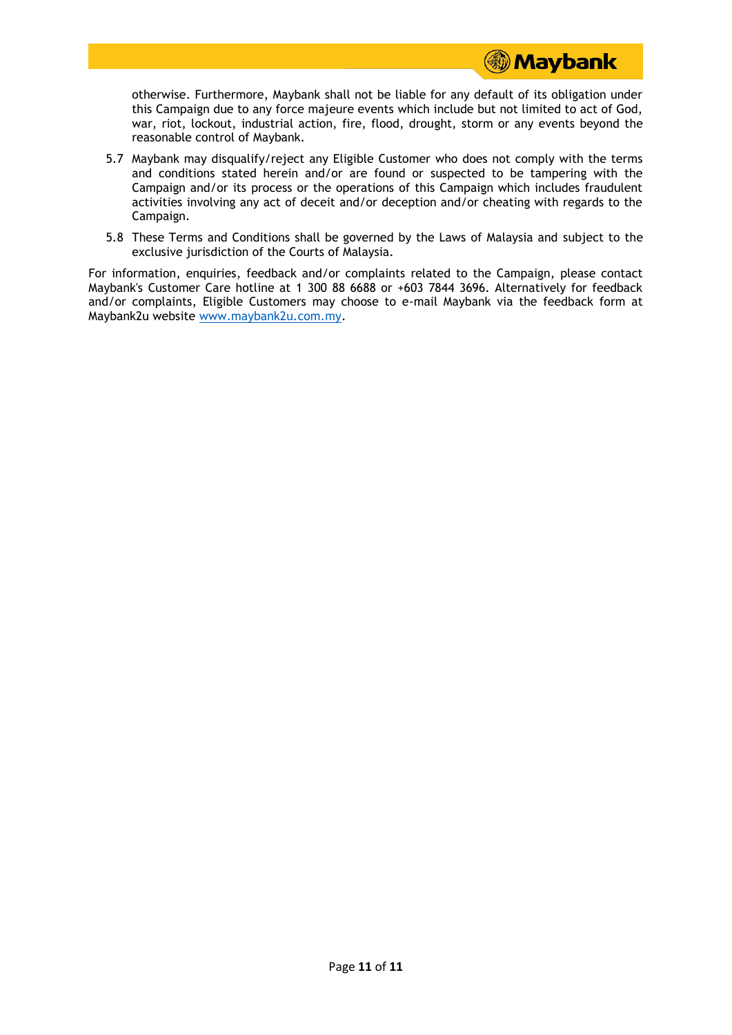otherwise. Furthermore, Maybank shall not be liable for any default of its obligation under this Campaign due to any force majeure events which include but not limited to act of God, war, riot, lockout, industrial action, fire, flood, drought, storm or any events beyond the reasonable control of Maybank.

5.7 Maybank may disqualify/reject any Eligible Customer who does not comply with the terms and conditions stated herein and/or are found or suspected to be tampering with the Campaign and/or its process or the operations of this Campaign which includes fraudulent activities involving any act of deceit and/or deception and/or cheating with regards to the Campaign.

5.8 These Terms and Conditions shall be governed by the Laws of Malaysia and subject to the exclusive jurisdiction of the Courts of Malaysia.

For information, enquiries, feedback and/or complaints related to the Campaign, please contact Maybank's Customer Care hotline at 1 300 88 6688 or +603 7844 3696. Alternatively for feedback and/or complaints, Eligible Customers may choose to e-mail Maybank via the feedback form at Maybank2u website [www.maybank2u.com.my](http://www.maybank2u.com.my).